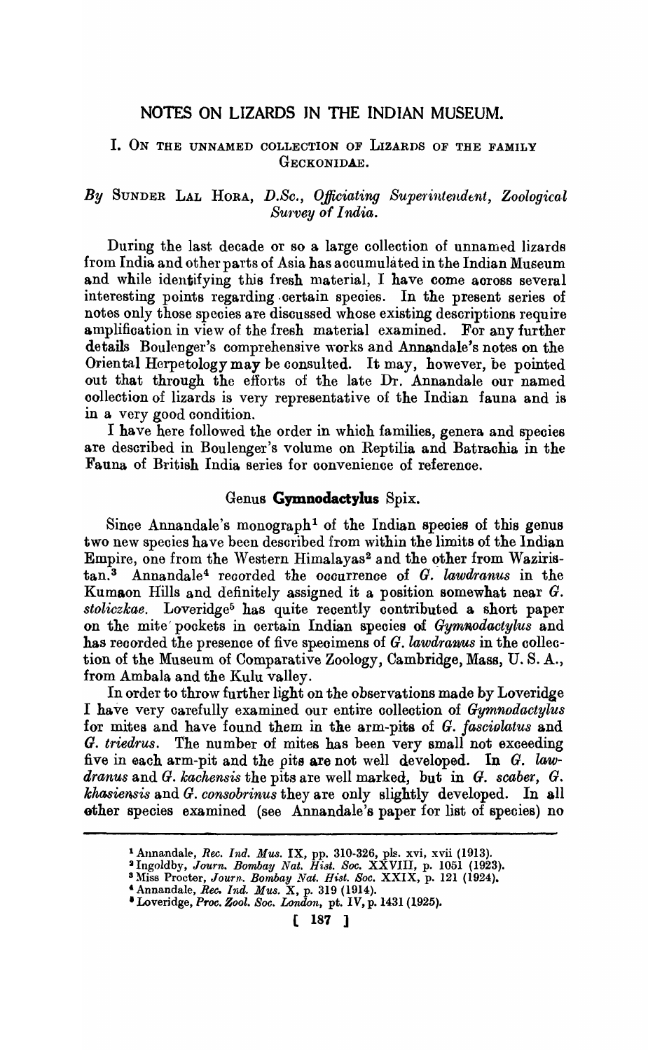# NOTES ON LIZARDS IN THE INDIAN MUSEUM.

## I. ON THE UNNAMED COLLECTION OF LIZARDS OF THE FAMILY GECKONIDAE.

*By* SUNDER LAL HORA, *D.Sc., Officiating Superintendent, Zoological Survey of India.*

During the last decade or so a large collection of unnamed lizards from India and other parts of Asia has accumulated in the Indian Museum and while identifying this fresh material, I have come across several interesting points regarding certain species. In the present series of notes only those species are discussed whose existing descriptions require amplification in view of the fresh material examined. For any further details Boulenger's comprehensive works and Annandale's notes on the Oriental Herpetology may be consulted. It may, however, be pointed out that through the efforts of the late Dr. Annandale our named collection of lizards is very representative of the Indian fauna and is in a very good condition.

I have here followed the order in which families, genera and species are described in Boulenger's volume on Reptilia and Batrachia in the Fauna of British India series for convenience of reference.

### Genus **Gymnodactylus** Spix.

Since Annandale's monograph[1] of the Indian species of this genus two new species have been described from within the limits of the Indian Empire, one from the Western Himalayas[2] and the other from Waziristan.[3] Annandale[4] recorded the occurrence of *G. lawdranus* in the Kumaon Hills and definitely assigned it a position somewhat near *G. stoliczkae*. Loveridge[5] has quite recently contributed a short paper on the mite pockets in certain Indian species of *Gymnodactylus* and has recorded the presence of five specimens of *G. lawdranus* in the collection of the Museum of Comparative Zoology, Cambridge, Mass, U. S. A., from Ambala and the Kulu valley.

In order to throw further light on the observations made by Loveridge I have very carefully examined our entire collection of *Gymnodactylus* for mites and have found them in the arm-pits of *G. fasciolatus* and *G. triedrus*. The number of mites has been very small not exceeding five in each arm-pit and the pits are not well developed. In *G. lawdranus* and *G. kachensis* the pits are well marked, but in *G. scaber*, *G. khasiensis* and *G. consobrinus* they are only slightly developed. In all other species examined (see Annandale's paper for list of species) no

---

[1] Annandale, *Rec. Ind. Mus.* IX, pp. 310-326, pls. xvi, xvii (1913).

[2] Ingoldby, *Journ. Bombay Nat. Hist. Soc.* XXVIII, p. 1051 (1923).

[3] Miss Procter, *Journ. Bombay Nat. Hist. Soc.* XXIX, p. 121 (1924).

[4] Annandale, *Rec. Ind. Mus.* X, p. 319 (1914).

[5] Loveridge, *Proc. Zool. Soc. London*, pt. IV, p. 1431 (1925).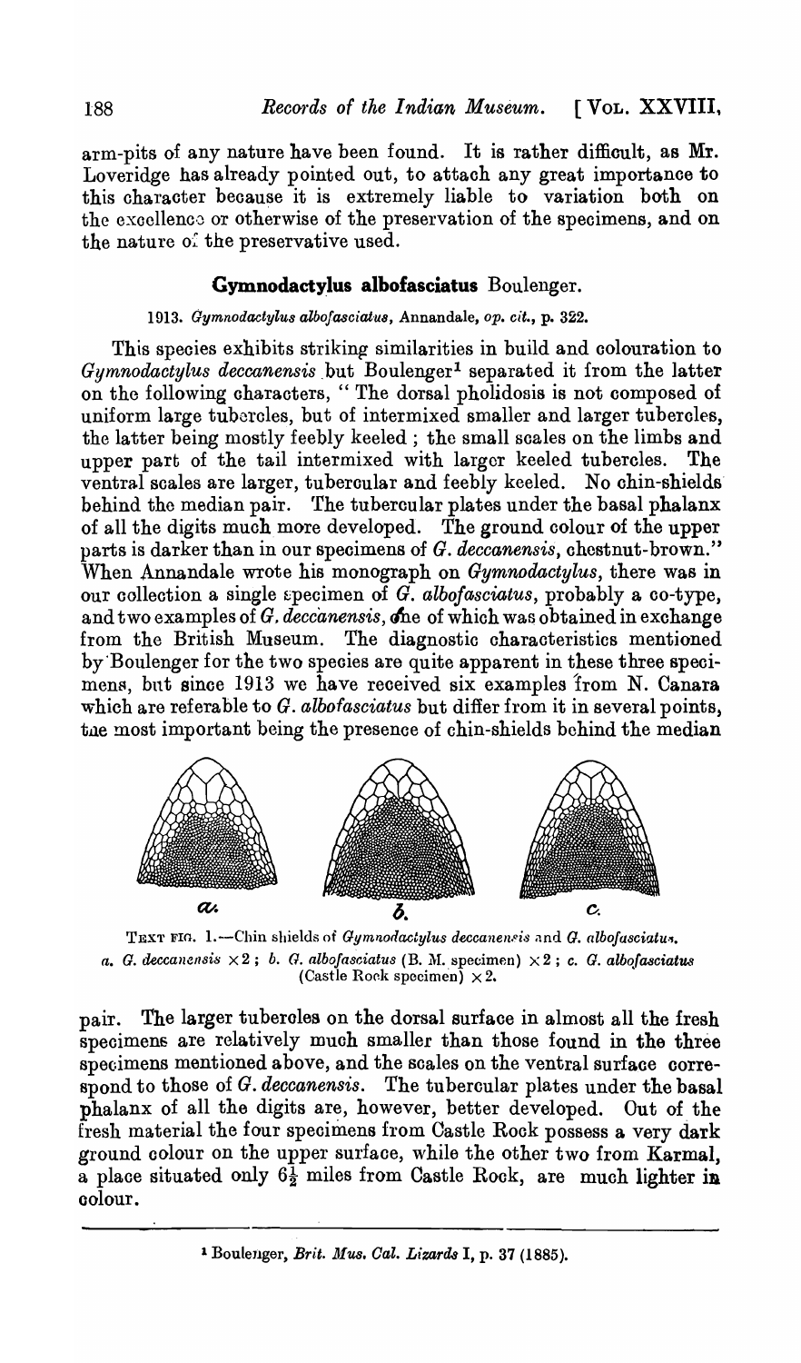arm-pits of any nature have been found. It is rather difficult, as Mr. Loveridge has already pointed out, to attach any great importance to this character because it is extremely liable to variation both on the excellence or otherwise of the preservation of the specimens, and on the nature of the preservative used.

## **Gymnodactylus albofasciatus** Boulenger.

1913. *Gymnodactylus albofasciatus*, Annandale, *op. cit.*, p. 322.

This species exhibits striking similarities in build and colouration to *Gymnodactylus deccanensis* but Boulenger[1] separated it from the latter on the following characters, "The dorsal pholidosis is not composed of uniform large tubercles, but of intermixed smaller and larger tubercles, the latter being mostly feebly keeled ; the small scales on the limbs and upper part of the tail intermixed with larger keeled tubercles. The ventral scales are larger, tubercular and feebly keeled. No chin-shields behind the median pair. The tubercular plates under the basal phalanx of all the digits much more developed. The ground colour of the upper parts is darker than in our specimens of *G. deccanensis*, chestnut-brown." When Annandale wrote his monograph on *Gymnodactylus*, there was in our collection a single specimen of *G. albofasciatus*, probably a co-type, and two examples of *G. deccanensis*, one of which was obtained in exchange from the British Museum. The diagnostic characteristics mentioned by Boulenger for the two species are quite apparent in these three specimens, but since 1913 we have received six examples from N. Canara which are referable to *G. albofasciatus* but differ from it in several points, the most important being the presence of chin-shields behind the median pair. The larger tubercles on the dorsal surface in almost all the fresh specimens are relatively much smaller than those found in the three specimens mentioned above, and the scales on the ventral surface correspond to those of *G. deccanensis*. The tubercular plates under the basal phalanx of all the digits are, however, better developed. Out of the fresh material the four specimens from Castle Rock possess a very dark ground colour on the upper surface, while the other two from Karmal, a place situated only $6\frac{1}{2}$ miles from Castle Rock, are much lighter in colour.

TEXT FIG. 1.—Chin shields of *Gymnodactylus deccanensis* and *G. albofasciatus*. *a. G. deccanensis* ×2 ; *b. G. albofasciatus* (B. M. specimen) ×2 ; *c. G. albofasciatus* (Castle Rock specimen) ×2.

---

[1] Boulenger, *Brit. Mus. Cat. Lizards* I, p. 37 (1885).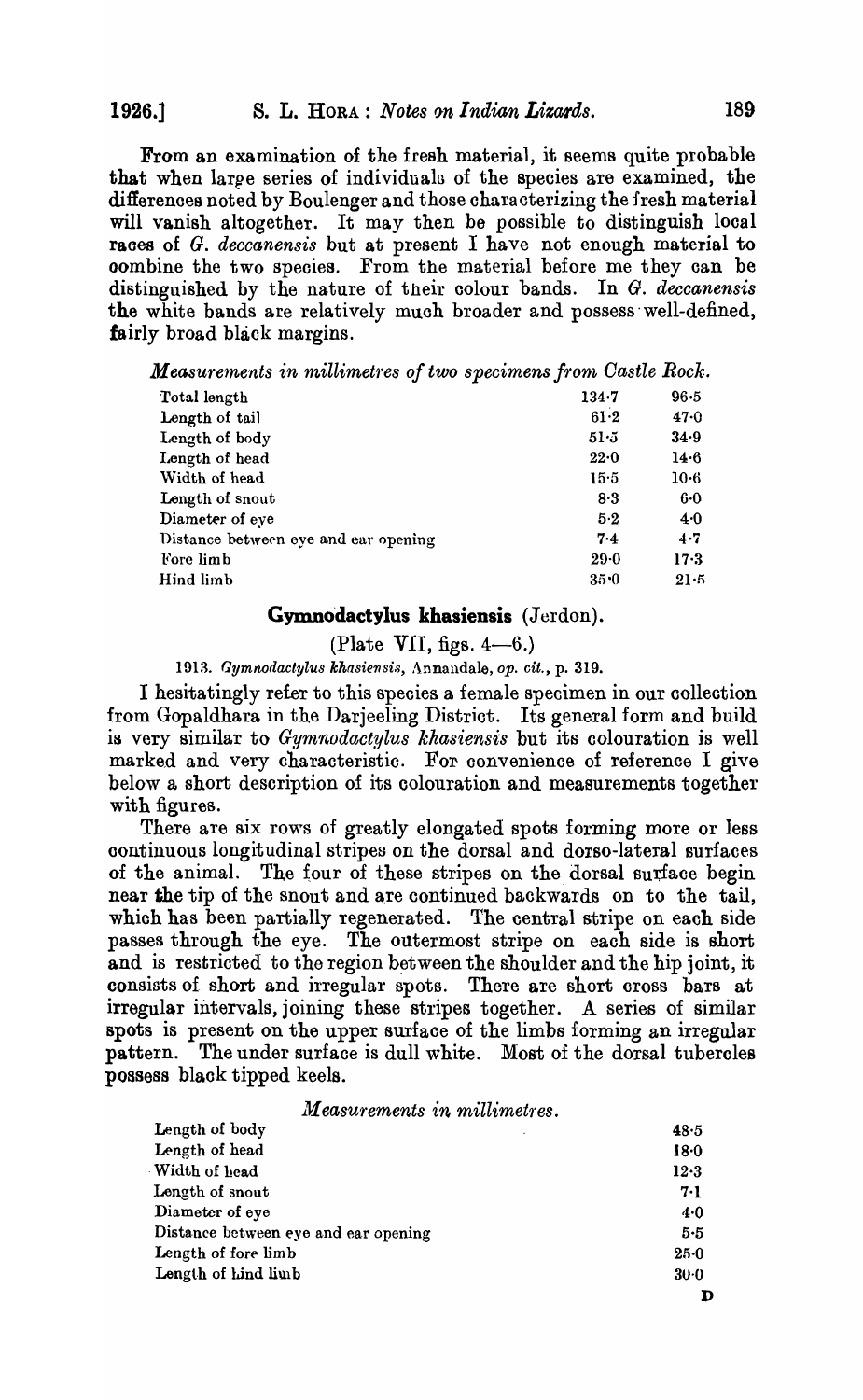From an examination of the fresh material, it seems quite probable that when large series of individuals of the species are examined, the differences noted by Boulenger and those characterizing the fresh material will vanish altogether. It may then be possible to distinguish local races of *G. deccanensis* but at present I have not enough material to combine the two species. From the material before me they can be distinguished by the nature of their colour bands. In *G. deccanensis* the white bands are relatively much broader and possess well-defined, fairly broad black margins.

*Measurements in millimetres of two specimens from Castle Rock.*

| | | |
|---|---|---|
| Total length | 134·7 | 96·5 |
| Length of tail | 61·2 | 47·0 |
| Length of body | 51·5 | 34·9 |
| Length of head | 22·0 | 14·6 |
| Width of head | 15·5 | 10·6 |
| Length of snout | 8·3 | 6·0 |
| Diameter of eye | 5·2 | 4·0 |
| Distance between eye and ear opening | 7·4 | 4·7 |
| Fore limb | 29·0 | 17·3 |
| Hind limb | 35·0 | 21·5 |

## Gymnodactylus khasiensis (Jerdon).

(Plate VII, figs. 4—6.)

1913. *Gymnodactylus khasiensis*, Annandale, *op. cit.*, p. 319.

I hesitatingly refer to this species a female specimen in our collection from Gopaldhara in the Darjeeling District. Its general form and build is very similar to *Gymnodactylus khasiensis* but its colouration is well marked and very characteristic. For convenience of reference I give below a short description of its colouration and measurements together with figures.

There are six rows of greatly elongated spots forming more or less continuous longitudinal stripes on the dorsal and dorso-lateral surfaces of the animal. The four of these stripes on the dorsal surface begin near the tip of the snout and are continued backwards on to the tail, which has been partially regenerated. The central stripe on each side passes through the eye. The outermost stripe on each side is short and is restricted to the region between the shoulder and the hip joint, it consists of short and irregular spots. There are short cross bars at irregular intervals, joining these stripes together. A series of similar spots is present on the upper surface of the limbs forming an irregular pattern. The under surface is dull white. Most of the dorsal tubercles possess black tipped keels.

*Measurements in millimetres.*

| | |
|---|---|
| Length of body | 48·5 |
| Length of head | 18·0 |
| Width of head | 12·3 |
| Length of snout | 7·1 |
| Diameter of eye | 4·0 |
| Distance between eye and ear opening | 5·5 |
| Length of fore limb | 25·0 |
| Length of hind limb | 30·0 |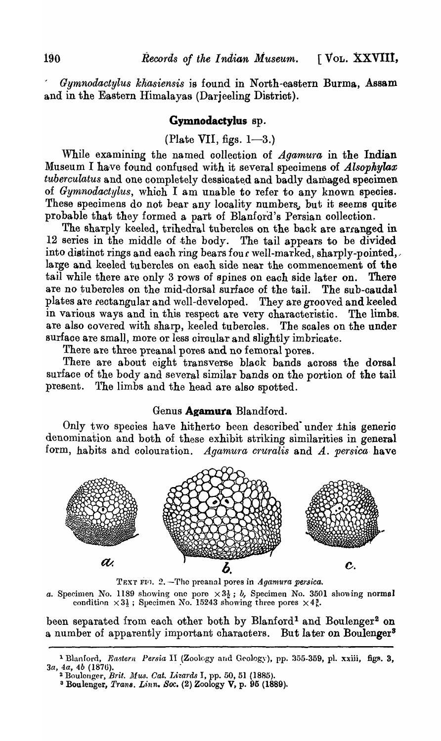*Gymnodactylus khasiensis* is found in North-eastern Burma, Assam and in the Eastern Himalayas (Darjeeling District).

### Gymnodactylus sp.

(Plate VII, figs. 1—3.)

While examining the named collection of *Agamura* in the Indian Museum I have found confused with it several specimens of *Alsophylax tuberculatus* and one completely dessicated and badly damaged specimen of *Gymnodactylus*, which I am unable to refer to any known species. These specimens do not bear any locality numbers, but it seems quite probable that they formed a part of Blanford's Persian collection.

The sharply keeled, trihedral tubercles on the back are arranged in 12 series in the middle of the body. The tail appears to be divided into distinct rings and each ring bears four well-marked, sharply-pointed, large and keeled tubercles on each side near the commencement of the tail while there are only 3 rows of spines on each side later on. There are no tubercles on the mid-dorsal surface of the tail. The sub-caudal plates are rectangular and well-developed. They are grooved and keeled in various ways and in this respect are very characteristic. The limbs are also covered with sharp, keeled tubercles. The scales on the under surface are small, more or less circular and slightly imbricate.

There are three preanal pores and no femoral pores.

There are about eight transverse black bands across the dorsal surface of the body and several similar bands on the portion of the tail present. The limbs and the head are also spotted.

### Genus Agamura Blandford.

Only two species have hitherto been described under this generic denomination and both of these exhibit striking similarities in general form, habits and colouration. *Agamura cruralis* and *A. persica* have

TEXT FIG. 2.—The preanal pores in *Agamura persica*.

*a.* Specimen No. 1189 showing one pore $\times 3\frac{1}{2}$; *b,* Specimen No. 3501 showing normal condition $\times 3\frac{1}{2}$; Specimen No. 15243 showing three pores $\times 4\frac{3}{8}$.

been separated from each other both by Blanford[1] and Boulenger[2] on a number of apparently important characters. But later on Boulenger[3]

---

[1] Blanford, *Eastern Persia* II (Zoology and Geology), pp. 355-359, pl. xxiii, figs. 3, 3a, 4a, 4b (1876).

[2] Boulenger, *Brit. Mus. Cat. Lizards* I, pp. 50, 51 (1885).

[3] Boulenger, *Trans. Linn. Soc.* (2) Zoology V, p. 95 (1889).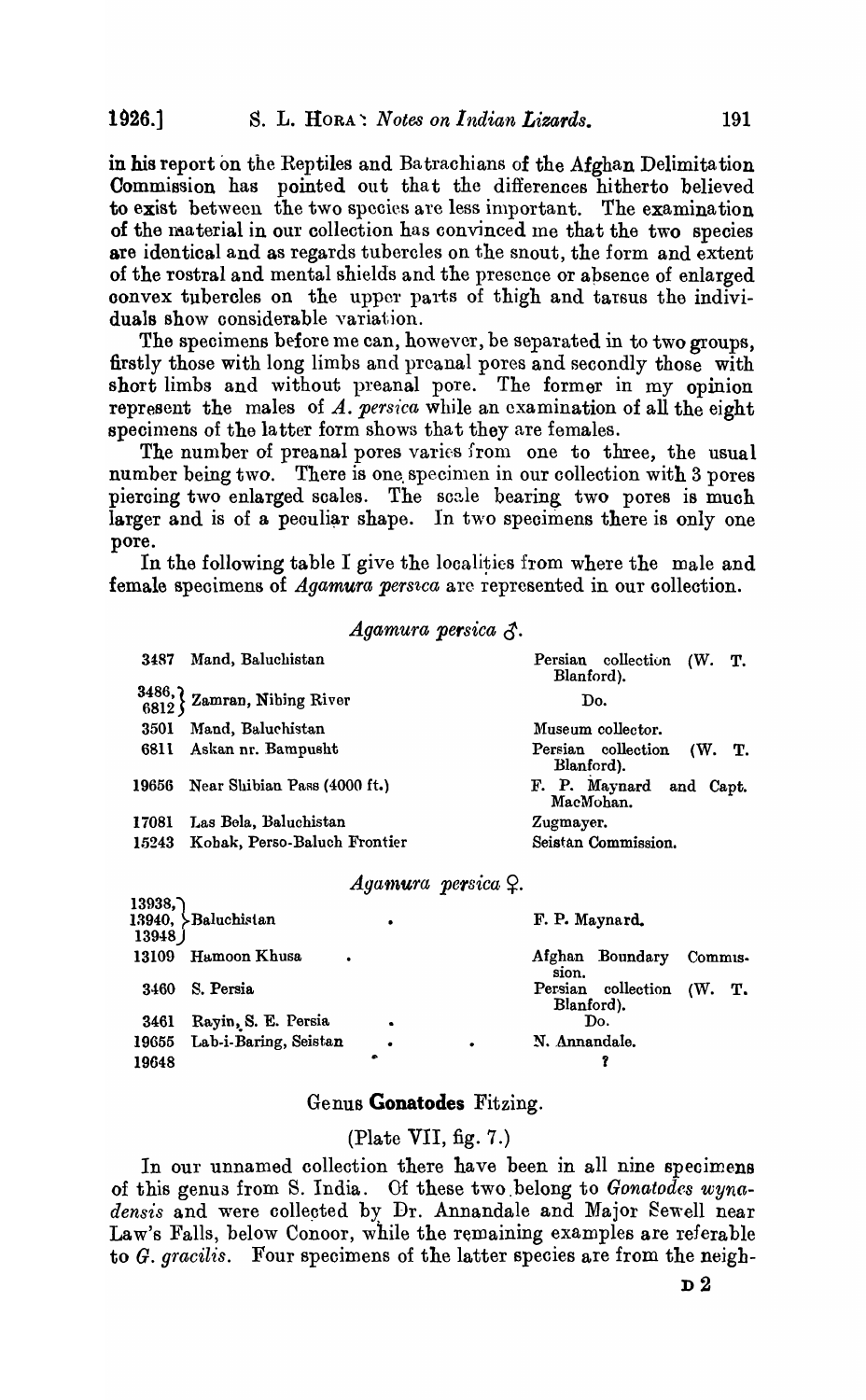in his report on the Reptiles and Batrachians of the Afghan Delimitation Commission has pointed out that the differences hitherto believed to exist between the two species are less important. The examination of the material in our collection has convinced me that the two species are identical and as regards tubercles on the snout, the form and extent of the rostral and mental shields and the presence or absence of enlarged convex tubercles on the upper parts of thigh and tarsus the individuals show considerable variation.

The specimens before me can, however, be separated in to two groups, firstly those with long limbs and preanal pores and secondly those with short limbs and without preanal pore. The former in my opinion represent the males of *A. persica* while an examination of all the eight specimens of the latter form shows that they are females.

The number of preanal pores varies from one to three, the usual number being two. There is one specimen in our collection with 3 pores piercing two enlarged scales. The scale bearing two pores is much larger and is of a peculiar shape. In two specimens there is only one pore.

In the following table I give the localities from where the male and female specimens of *Agamura persica* are represented in our collection.

*Agamura persica* ♂.

| | | |
|---|---|---|
| 3487 | Mand, Baluchistan | Persian collection (W. T. Blanford). |
| 3486, 6812 | Zamran, Nibing River | Do. |
| 3501 | Mand, Baluchistan | Museum collector. |
| 6811 | Askan nr. Bampusht | Persian collection (W. T. Blanford). |
| 19656 | Near Shibian Pass (4000 ft.) | F. P. Maynard and Capt. MacMohan. |
| 17081 | Las Bela, Baluchistan | Zugmayer. |
| 15243 | Kohak, Perso-Baluch Frontier | Seistan Commission. |

*Agamura persica* ♀.

| | | |
|---|---|---|
| 13938, 13940, 13948 | Baluchistan | F. P. Maynard. |
| 13109 | Hamoon Khusa | Afghan Boundary Commission. |
| 3460 | S. Persia | Persian collection (W. T. Blanford). |
| 3461 | Rayin, S. E. Persia | Do. |
| 19655 | Lab-i-Baring, Seistan | N. Annandale. |
| 19648 | | ? |

## Genus **Gonatodes** Fitzing.

(Plate VII, fig. 7.)

In our unnamed collection there have been in all nine specimens of this genus from S. India. Of these two belong to *Gonatodes wynadensis* and were collected by Dr. Annandale and Major Sewell near Law's Falls, below Conoor, while the remaining examples are referable to *G. gracilis*. Four specimens of the latter species are from the neigh-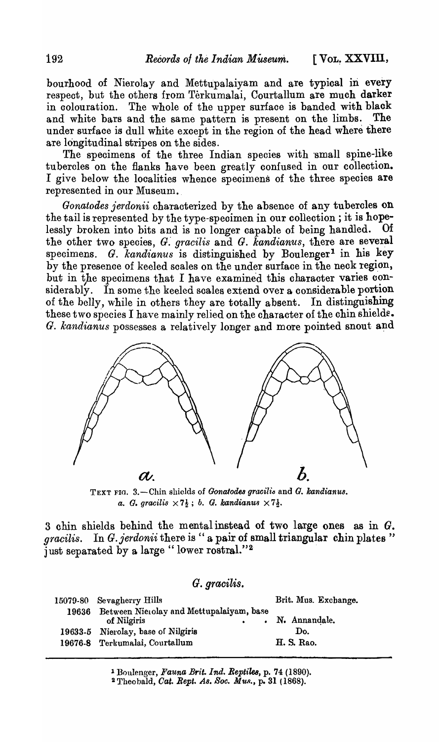bourhood of Nierolay and Mettupalaiyam and are typical in every respect, but the others from Terkumalai, Courtallum are much darker in colouration. The whole of the upper surface is banded with black and white bars and the same pattern is present on the limbs. The under surface is dull white except in the region of the head where there are longitudinal stripes on the sides.

The specimens of the three Indian species with small spine-like tubercles on the flanks have been greatly confused in our collection. I give below the localities whence specimens of the three species are represented in our Museum.

*Gonatodes jerdonii* characterized by the absence of any tubercles on the tail is represented by the type-specimen in our collection; it is hopelessly broken into bits and is no longer capable of being handled. Of the other two species, *G. gracilis* and *G. kandianus*, there are several specimens. *G. kandianus* is distinguished by Boulenger[1] in his key by the presence of keeled scales on the under surface in the neck region, but in the specimens that I have examined this character varies considerably. In some the keeled scales extend over a considerable portion of the belly, while in others they are totally absent. In distinguishing these two species I have mainly relied on the character of the chin shields. *G. kandianus* possesses a relatively longer and more pointed snout and

TEXT FIG. 3.—Chin shields of *Gonatodes gracilis* and *G. kandianus*. *a. G. gracilis* ×7½; *b. G. kandianus* ×7½.

3 chin shields behind the mental instead of two large ones as in *G. gracilis*. In *G. jerdonii* there is "a pair of small triangular chin plates" just separated by a large "lower rostral."[2]

### *G. gracilis.*

| | | |
|---|---|---|
| 15079-80 | Sevagherry Hills | Brit. Mus. Exchange. |
| 19636 | Between Nierolay and Mettupalaiyam, base of Nilgiris | N. Annandale. |
| 19633-5 | Nierolay, base of Nilgiris | Do. |
| 19676-8 | Terkumalai, Courtallum | H. S. Rao. |

[1] Boulenger, *Fauna Brit. Ind. Reptiles*, p. 74 (1890).

[2] Theobald, *Cat. Rept. As. Soc. Mus.*, p. 31 (1868).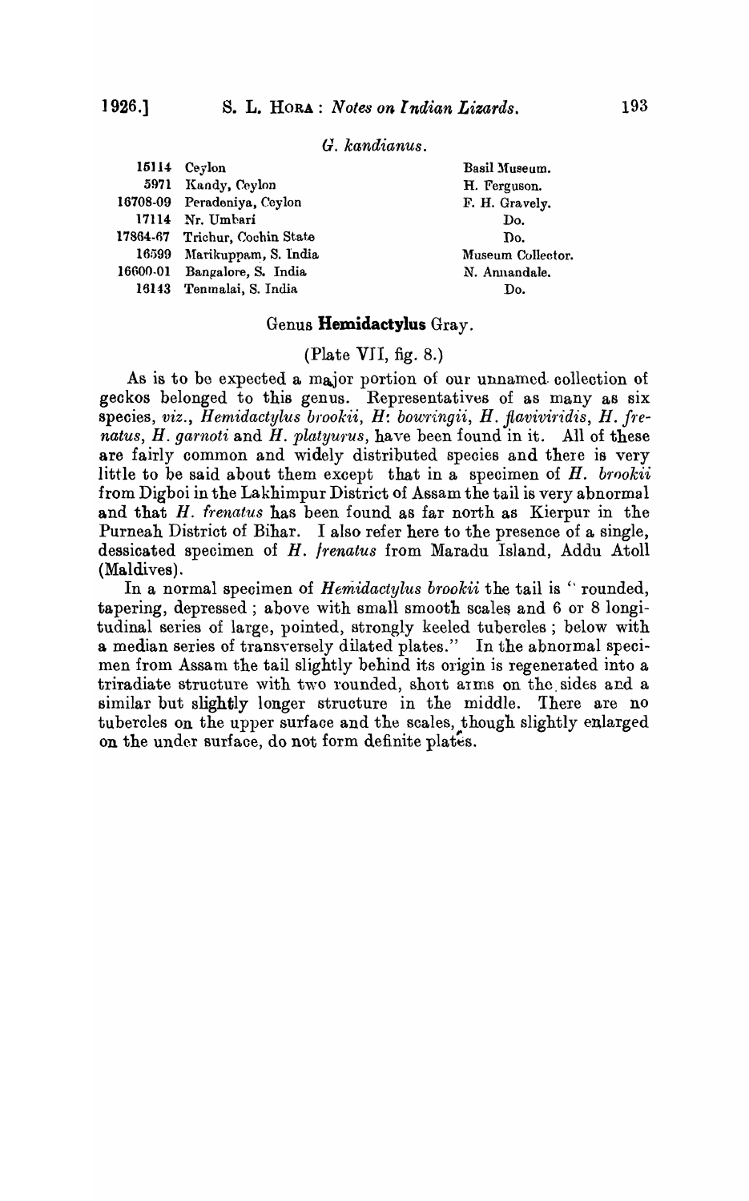*G. kandianus.*

| | | |
|---|---|---|
| 15114 | Ceylon | Basil Museum. |
| 5971 | Kandy, Ceylon | H. Ferguson. |
| 16708-09 | Peradeniya, Ceylon | F. H. Gravely. |
| 17114 | Nr. Umbari | Do. |
| 17864-67 | Trichur, Cochin State | Do. |
| 16599 | Marikuppam, S. India | Museum Collector. |
| 16600-01 | Bangalore, S. India | N. Annandale. |
| 16143 | Tenmalai, S. India | Do. |

## Genus **Hemidactylus** Gray.

(Plate VII, fig. 8.)

As is to be expected a major portion of our unnamed collection of geckos belonged to this genus. Representatives of as many as six species, *viz.*, *Hemidactylus brookii*, *H. bowringii*, *H. flaviviridis*, *H. frenatus*, *H. garnoti* and *H. platyurus*, have been found in it. All of these are fairly common and widely distributed species and there is very little to be said about them except that in a specimen of *H. brookii* from Digboi in the Lakhimpur District of Assam the tail is very abnormal and that *H. frenatus* has been found as far north as Kierpur in the Purneah District of Bihar. I also refer here to the presence of a single, dessicated specimen of *H. frenatus* from Maradu Island, Addu Atoll (Maldives).

In a normal specimen of *Hemidactylus brookii* the tail is " rounded, tapering, depressed ; above with small smooth scales and 6 or 8 longitudinal series of large, pointed, strongly keeled tubercles ; below with a median series of transversely dilated plates." In the abnormal specimen from Assam the tail slightly behind its origin is regenerated into a triradiate structure with two rounded, short arms on the sides and a similar but slightly longer structure in the middle. There are no tubercles on the upper surface and the scales, though slightly enlarged on the under surface, do not form definite plates.